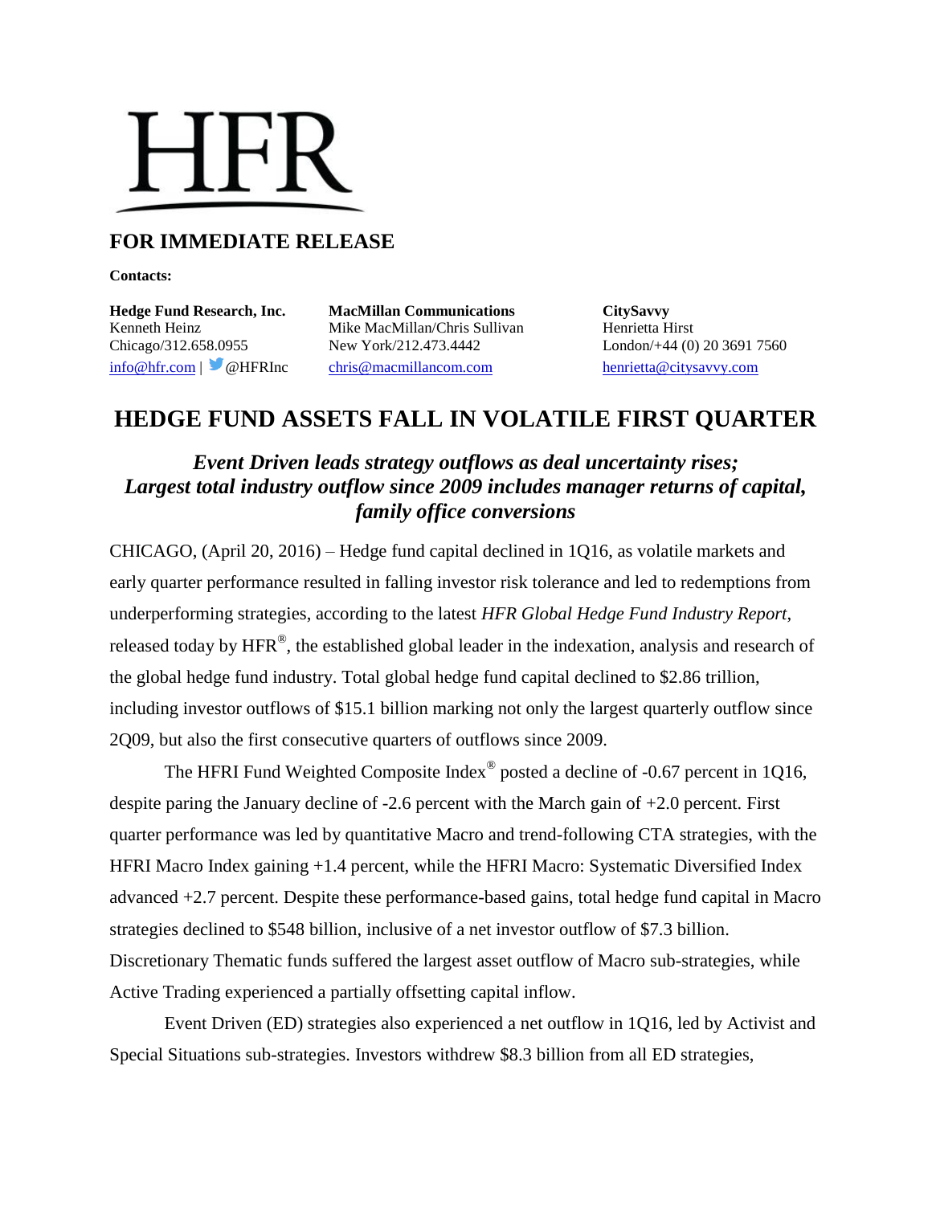HFR

## FOR IMMEDIATE RELEASE

**Contacts:**

**Hedge Fund Research, Inc.**
Kenneth Heinz
Chicago/312.658.0955
info@hfr.com | @HFRInc

**MacMillan Communications**
Mike MacMillan/Chris Sullivan
New York/212.473.4442
chris@macmillancom.com

**CitySavvy**
Henrietta Hirst
London/+44 (0) 20 3691 7560
henrietta@citysavvy.com

# HEDGE FUND ASSETS FALL IN VOLATILE FIRST QUARTER

### *Event Driven leads strategy outflows as deal uncertainty rises; Largest total industry outflow since 2009 includes manager returns of capital, family office conversions*

CHICAGO, (April 20, 2016) – Hedge fund capital declined in 1Q16, as volatile markets and early quarter performance resulted in falling investor risk tolerance and led to redemptions from underperforming strategies, according to the latest *HFR Global Hedge Fund Industry Report*, released today by HFR®, the established global leader in the indexation, analysis and research of the global hedge fund industry. Total global hedge fund capital declined to \$2.86 trillion, including investor outflows of \$15.1 billion marking not only the largest quarterly outflow since 2Q09, but also the first consecutive quarters of outflows since 2009.

The HFRI Fund Weighted Composite Index® posted a decline of -0.67 percent in 1Q16, despite paring the January decline of -2.6 percent with the March gain of +2.0 percent. First quarter performance was led by quantitative Macro and trend-following CTA strategies, with the HFRI Macro Index gaining +1.4 percent, while the HFRI Macro: Systematic Diversified Index advanced +2.7 percent. Despite these performance-based gains, total hedge fund capital in Macro strategies declined to \$548 billion, inclusive of a net investor outflow of \$7.3 billion. Discretionary Thematic funds suffered the largest asset outflow of Macro sub-strategies, while Active Trading experienced a partially offsetting capital inflow.

Event Driven (ED) strategies also experienced a net outflow in 1Q16, led by Activist and Special Situations sub-strategies. Investors withdrew \$8.3 billion from all ED strategies,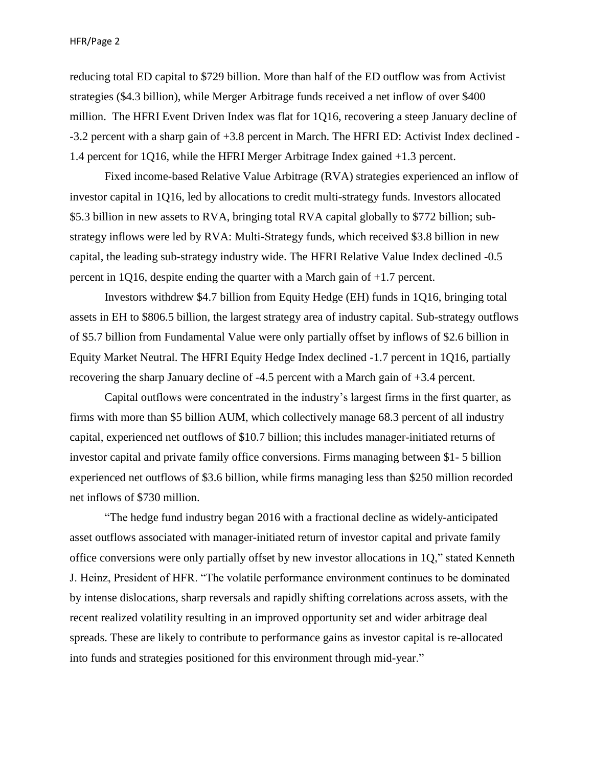reducing total ED capital to $729 billion. More than half of the ED outflow was from Activist strategies ($4.3 billion), while Merger Arbitrage funds received a net inflow of over $400 million. The HFRI Event Driven Index was flat for 1Q16, recovering a steep January decline of -3.2 percent with a sharp gain of +3.8 percent in March. The HFRI ED: Activist Index declined -1.4 percent for 1Q16, while the HFRI Merger Arbitrage Index gained +1.3 percent.

Fixed income-based Relative Value Arbitrage (RVA) strategies experienced an inflow of investor capital in 1Q16, led by allocations to credit multi-strategy funds. Investors allocated $5.3 billion in new assets to RVA, bringing total RVA capital globally to $772 billion; sub-strategy inflows were led by RVA: Multi-Strategy funds, which received $3.8 billion in new capital, the leading sub-strategy industry wide. The HFRI Relative Value Index declined -0.5 percent in 1Q16, despite ending the quarter with a March gain of +1.7 percent.

Investors withdrew $4.7 billion from Equity Hedge (EH) funds in 1Q16, bringing total assets in EH to $806.5 billion, the largest strategy area of industry capital. Sub-strategy outflows of $5.7 billion from Fundamental Value were only partially offset by inflows of $2.6 billion in Equity Market Neutral. The HFRI Equity Hedge Index declined -1.7 percent in 1Q16, partially recovering the sharp January decline of -4.5 percent with a March gain of +3.4 percent.

Capital outflows were concentrated in the industry's largest firms in the first quarter, as firms with more than $5 billion AUM, which collectively manage 68.3 percent of all industry capital, experienced net outflows of $10.7 billion; this includes manager-initiated returns of investor capital and private family office conversions. Firms managing between $1- 5 billion experienced net outflows of $3.6 billion, while firms managing less than $250 million recorded net inflows of $730 million.

"The hedge fund industry began 2016 with a fractional decline as widely-anticipated asset outflows associated with manager-initiated return of investor capital and private family office conversions were only partially offset by new investor allocations in 1Q," stated Kenneth J. Heinz, President of HFR. "The volatile performance environment continues to be dominated by intense dislocations, sharp reversals and rapidly shifting correlations across assets, with the recent realized volatility resulting in an improved opportunity set and wider arbitrage deal spreads. These are likely to contribute to performance gains as investor capital is re-allocated into funds and strategies positioned for this environment through mid-year."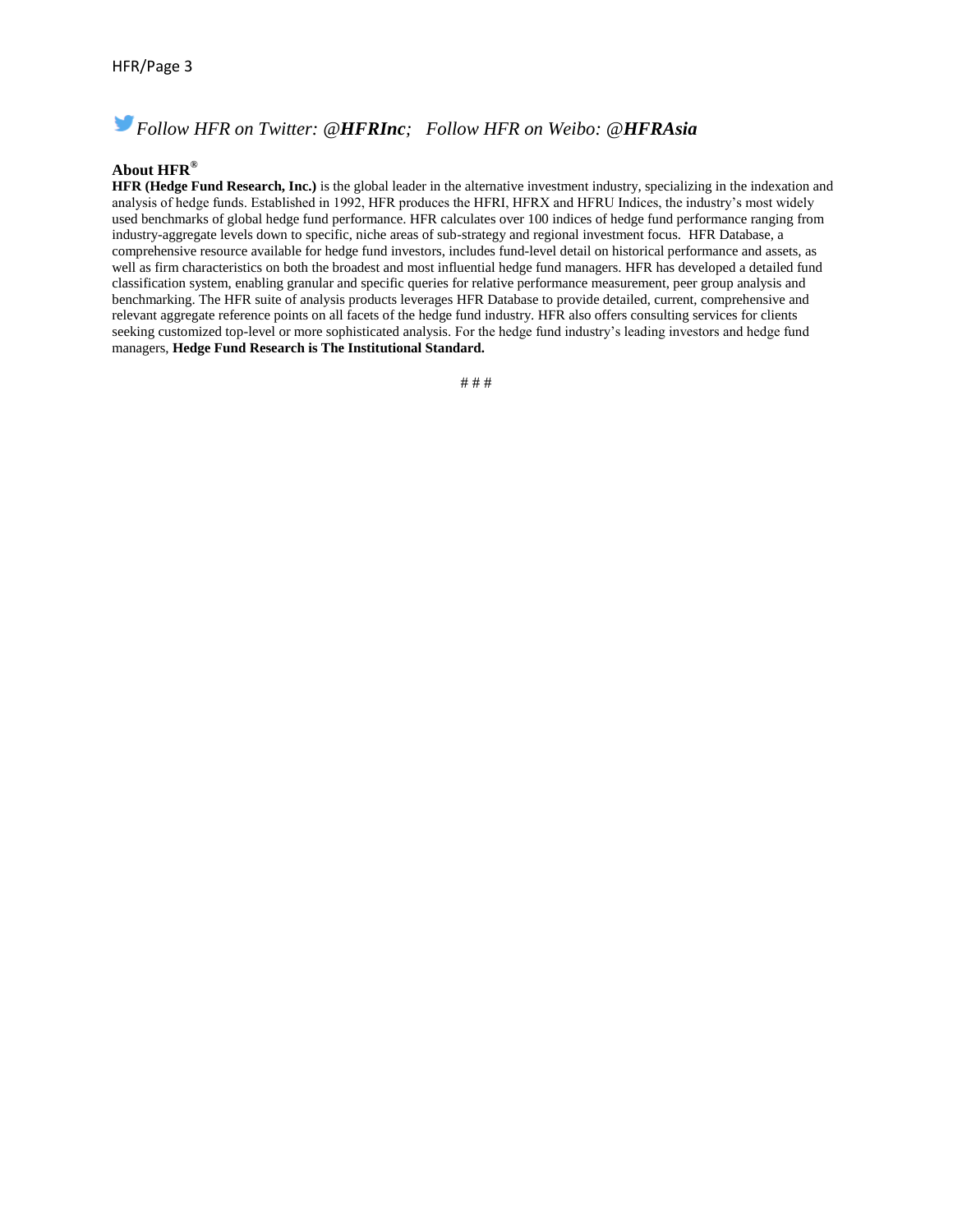*Follow HFR on Twitter: @**HFRInc**;   Follow HFR on Weibo: @**HFRAsia***

**About HFR®**

**HFR (Hedge Fund Research, Inc.)** is the global leader in the alternative investment industry, specializing in the indexation and analysis of hedge funds. Established in 1992, HFR produces the HFRI, HFRX and HFRU Indices, the industry's most widely used benchmarks of global hedge fund performance. HFR calculates over 100 indices of hedge fund performance ranging from industry-aggregate levels down to specific, niche areas of sub-strategy and regional investment focus. HFR Database, a comprehensive resource available for hedge fund investors, includes fund-level detail on historical performance and assets, as well as firm characteristics on both the broadest and most influential hedge fund managers. HFR has developed a detailed fund classification system, enabling granular and specific queries for relative performance measurement, peer group analysis and benchmarking. The HFR suite of analysis products leverages HFR Database to provide detailed, current, comprehensive and relevant aggregate reference points on all facets of the hedge fund industry. HFR also offers consulting services for clients seeking customized top-level or more sophisticated analysis. For the hedge fund industry's leading investors and hedge fund managers, **Hedge Fund Research is The Institutional Standard.**

# # #